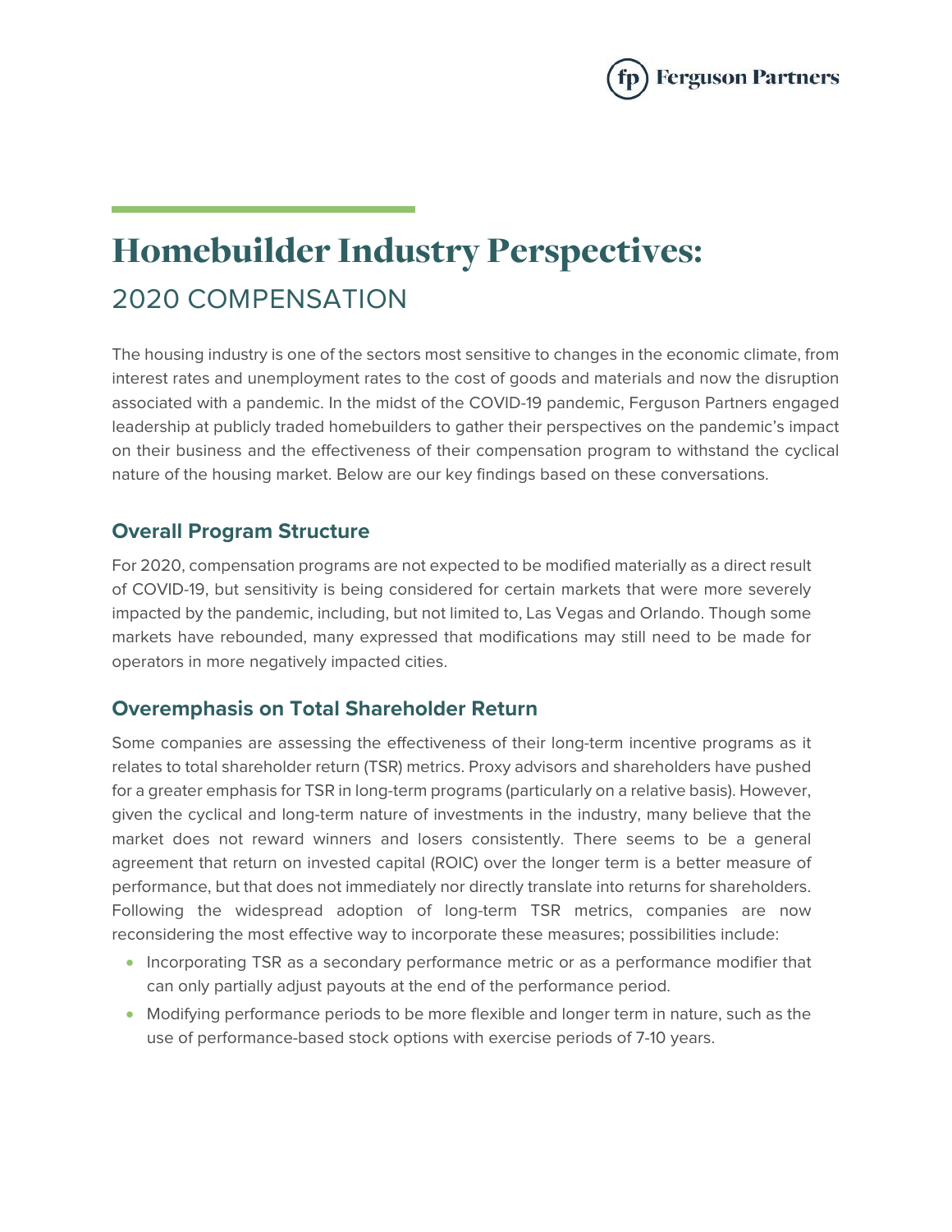# Homebuilder Industry Perspectives:

## 2020 COMPENSATION

The housing industry is one of the sectors most sensitive to changes in the economic climate, from interest rates and unemployment rates to the cost of goods and materials and now the disruption associated with a pandemic. In the midst of the COVID-19 pandemic, Ferguson Partners engaged leadership at publicly traded homebuilders to gather their perspectives on the pandemic's impact on their business and the effectiveness of their compensation program to withstand the cyclical nature of the housing market. Below are our key findings based on these conversations.

### Overall Program Structure

For 2020, compensation programs are not expected to be modified materially as a direct result of COVID-19, but sensitivity is being considered for certain markets that were more severely impacted by the pandemic, including, but not limited to, Las Vegas and Orlando. Though some markets have rebounded, many expressed that modifications may still need to be made for operators in more negatively impacted cities.

### Overemphasis on Total Shareholder Return

Some companies are assessing the effectiveness of their long-term incentive programs as it relates to total shareholder return (TSR) metrics. Proxy advisors and shareholders have pushed for a greater emphasis for TSR in long-term programs (particularly on a relative basis). However, given the cyclical and long-term nature of investments in the industry, many believe that the market does not reward winners and losers consistently. There seems to be a general agreement that return on invested capital (ROIC) over the longer term is a better measure of performance, but that does not immediately nor directly translate into returns for shareholders. Following the widespread adoption of long-term TSR metrics, companies are now reconsidering the most effective way to incorporate these measures; possibilities include:

- Incorporating TSR as a secondary performance metric or as a performance modifier that can only partially adjust payouts at the end of the performance period.
- Modifying performance periods to be more flexible and longer term in nature, such as the use of performance-based stock options with exercise periods of 7-10 years.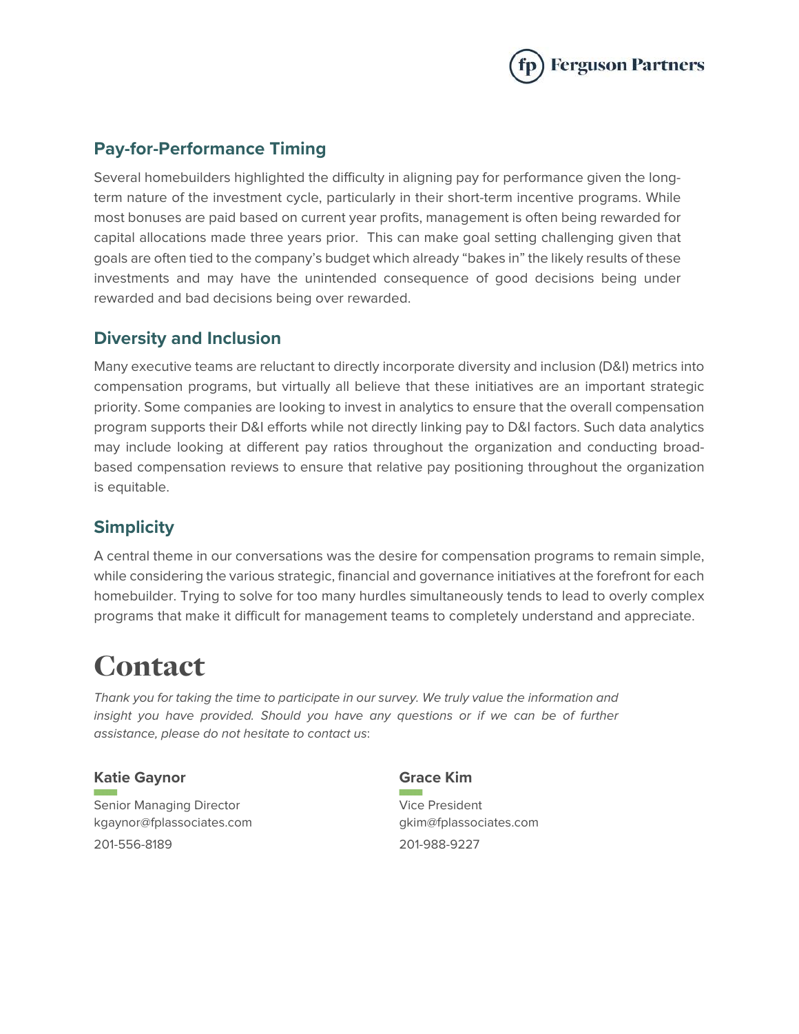## Pay-for-Performance Timing

Several homebuilders highlighted the difficulty in aligning pay for performance given the long-term nature of the investment cycle, particularly in their short-term incentive programs. While most bonuses are paid based on current year profits, management is often being rewarded for capital allocations made three years prior. This can make goal setting challenging given that goals are often tied to the company's budget which already "bakes in" the likely results of these investments and may have the unintended consequence of good decisions being under rewarded and bad decisions being over rewarded.

## Diversity and Inclusion

Many executive teams are reluctant to directly incorporate diversity and inclusion (D&I) metrics into compensation programs, but virtually all believe that these initiatives are an important strategic priority. Some companies are looking to invest in analytics to ensure that the overall compensation program supports their D&I efforts while not directly linking pay to D&I factors. Such data analytics may include looking at different pay ratios throughout the organization and conducting broad-based compensation reviews to ensure that relative pay positioning throughout the organization is equitable.

## Simplicity

A central theme in our conversations was the desire for compensation programs to remain simple, while considering the various strategic, financial and governance initiatives at the forefront for each homebuilder. Trying to solve for too many hurdles simultaneously tends to lead to overly complex programs that make it difficult for management teams to completely understand and appreciate.

# Contact

*Thank you for taking the time to participate in our survey. We truly value the information and insight you have provided. Should you have any questions or if we can be of further assistance, please do not hesitate to contact us*:

**Katie Gaynor**

Senior Managing Director
kgaynor@fplassociates.com
201-556-8189

**Grace Kim**

Vice President
gkim@fplassociates.com
201-988-9227